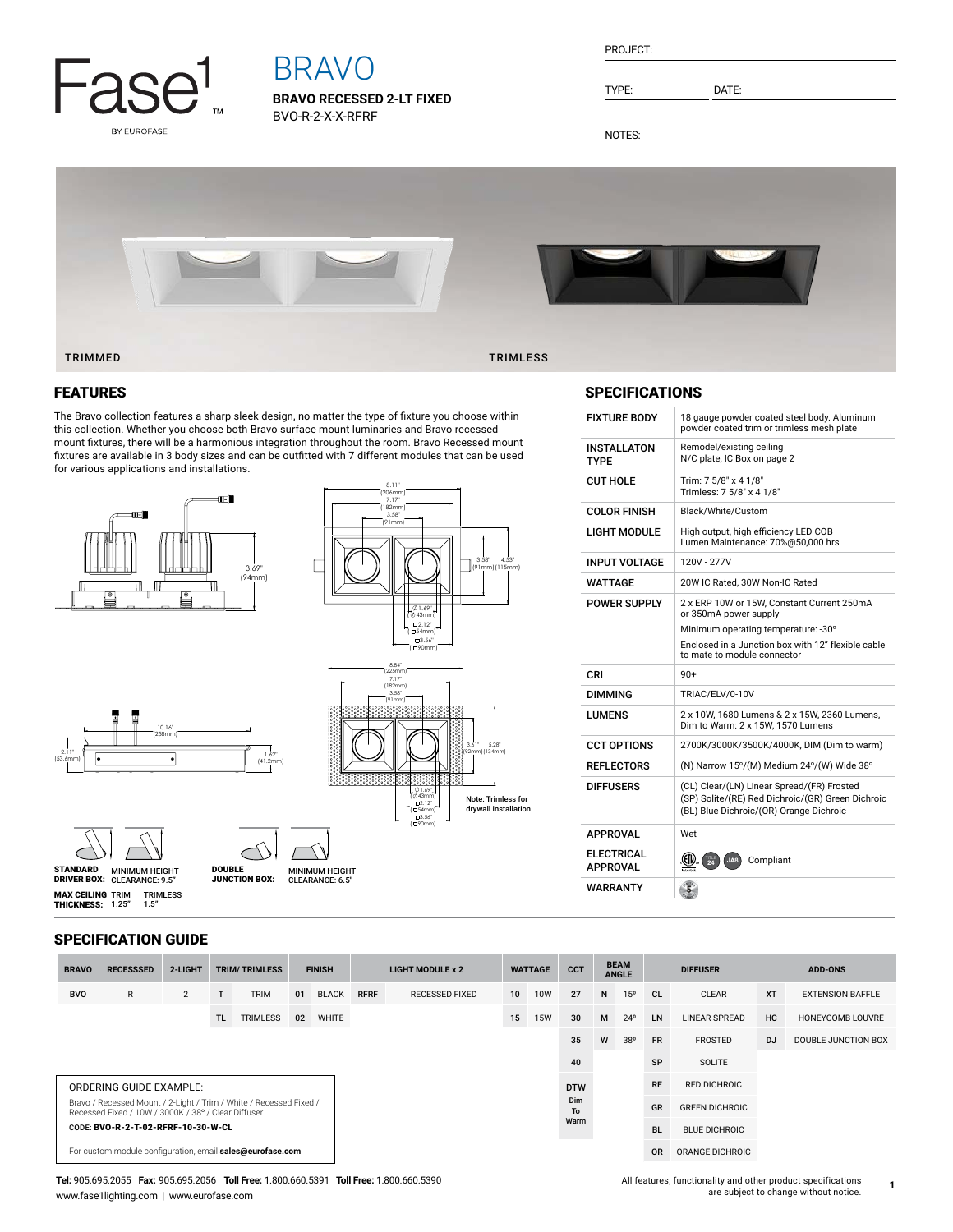Fase1™ BY EUROFASE

# BRAVO

**BRAVO RECESSED 2-LT FIXED**
BVO-R-2-X-X-RFRF

PROJECT:

TYPE: DATE:

NOTES:

TRIMMED TRIMLESS

## FEATURES

The Bravo collection features a sharp sleek design, no matter the type of fixture you choose within this collection. Whether you choose both Bravo surface mount luminaries and Bravo recessed mount fixtures, there will be a harmonious integration throughout the room. Bravo Recessed mount fixtures are available in 3 body sizes and can be outfitted with 7 different modules that can be used for various applications and installations.

3.69" (94mm)

8.11" (206mm) 7.17" (182mm) 3.58" (91mm)

3.58" (91mm) 4.53" (115mm)

Ø 1.69" (Ø 43mm) ▢2.12" (54mm) ▢3.56" (90mm)

10.16" (258mm) 2.11" (53.6mm) 1.62" (41.2mm)

8.84" (225mm) 7.17" (182mm) 3.58" (91mm)

3.61" (92mm) 5.28" (134mm)

Ø 1.69" (Ø 43mm) ▢2.12" (54mm) ▢3.56" (90mm)

Note: Trimless for drywall installation

**STANDARD DRIVER BOX:** MINIMUM HEIGHT CLEARANCE: 9.5"

**DOUBLE JUNCTION BOX:** MINIMUM HEIGHT CLEARANCE: 6.5"

**MAX CEILING THICKNESS:** TRIM 1.25" TRIMLESS 1.5"

## SPECIFICATIONS

| | |
|---|---|
| FIXTURE BODY | 18 gauge powder coated steel body. Aluminum powder coated trim or trimless mesh plate |
| INSTALLATON TYPE | Remodel/existing ceiling<br>N/C plate, IC Box on page 2 |
| CUT HOLE | Trim: 7 5/8" x 4 1/8"<br>Trimless: 7 5/8" x 4 1/8" |
| COLOR FINISH | Black/White/Custom |
| LIGHT MODULE | High output, high efficiency LED COB<br>Lumen Maintenance: 70%@50,000 hrs |
| INPUT VOLTAGE | 120V - 277V |
| WATTAGE | 20W IC Rated, 30W Non-IC Rated |
| POWER SUPPLY | 2 x ERP 10W or 15W, Constant Current 250mA or 350mA power supply<br>Minimum operating temperature: -30°<br>Enclosed in a Junction box with 12" flexible cable to mate to module connector |
| CRI | 90+ |
| DIMMING | TRIAC/ELV/0-10V |
| LUMENS | 2 x 10W, 1680 Lumens & 2 x 15W, 2360 Lumens, Dim to Warm: 2 x 15W, 1570 Lumens |
| CCT OPTIONS | 2700K/3000K/3500K/4000K, DIM (Dim to warm) |
| REFLECTORS | (N) Narrow 15°/(M) Medium 24°/(W) Wide 38° |
| DIFFUSERS | (CL) Clear/(LN) Linear Spread/(FR) Frosted<br>(SP) Solite/(RE) Red Dichroic/(GR) Green Dichroic<br>(BL) Blue Dichroic/(OR) Orange Dichroic |
| APPROVAL | Wet |
| ELECTRICAL APPROVAL | ETL, Title 24, JA8 Compliant |
| WARRANTY | 5 |

## SPECIFICATION GUIDE

| BRAVO | RECESSSED | 2-LIGHT | TRIM/ TRIMLESS | | FINISH | | LIGHT MODULE x 2 | | WATTAGE | | CCT | BEAM ANGLE | | DIFFUSER | | ADD-ONS | |
|---|---|---|---|---|---|---|---|---|---|---|---|---|---|---|---|---|---|
| BVO | R | 2 | T | TRIM | 01 | BLACK | RFRF | RECESSED FIXED | 10 | 10W | 27 | N | 15º | CL | CLEAR | XT | EXTENSION BAFFLE |
| | | | TL | TRIMLESS | 02 | WHITE | | | 15 | 15W | 30 | M | 24º | LN | LINEAR SPREAD | HC | HONEYCOMB LOUVRE |
| | | | | | | | | | | | 35 | W | 38º | FR | FROSTED | DJ | DOUBLE JUNCTION BOX |
| | | | | | | | | | | | 40 | | | SP | SOLITE | | |
| | | | | | | | | | | | DTW Dim To Warm | | | RE | RED DICHROIC | | |
| | | | | | | | | | | | | | | GR | GREEN DICHROIC | | |
| | | | | | | | | | | | | | | BL | BLUE DICHROIC | | |
| | | | | | | | | | | | | | | OR | ORANGE DICHROIC | | |

ORDERING GUIDE EXAMPLE:

Bravo / Recessed Mount / 2-Light / Trim / White / Recessed Fixed / Recessed Fixed / 10W / 3000K / 38º / Clear Diffuser

CODE: **BVO-R-2-T-02-RFRF-10-30-W-CL**

For custom module configuration, email **sales@eurofase.com**

**Tel:** 905.695.2055 **Fax:** 905.695.2056 **Toll Free:** 1.800.660.5391 **Toll Free:** 1.800.660.5390
www.fase1lighting.com | www.eurofase.com

All features, functionality and other product specifications are subject to change without notice.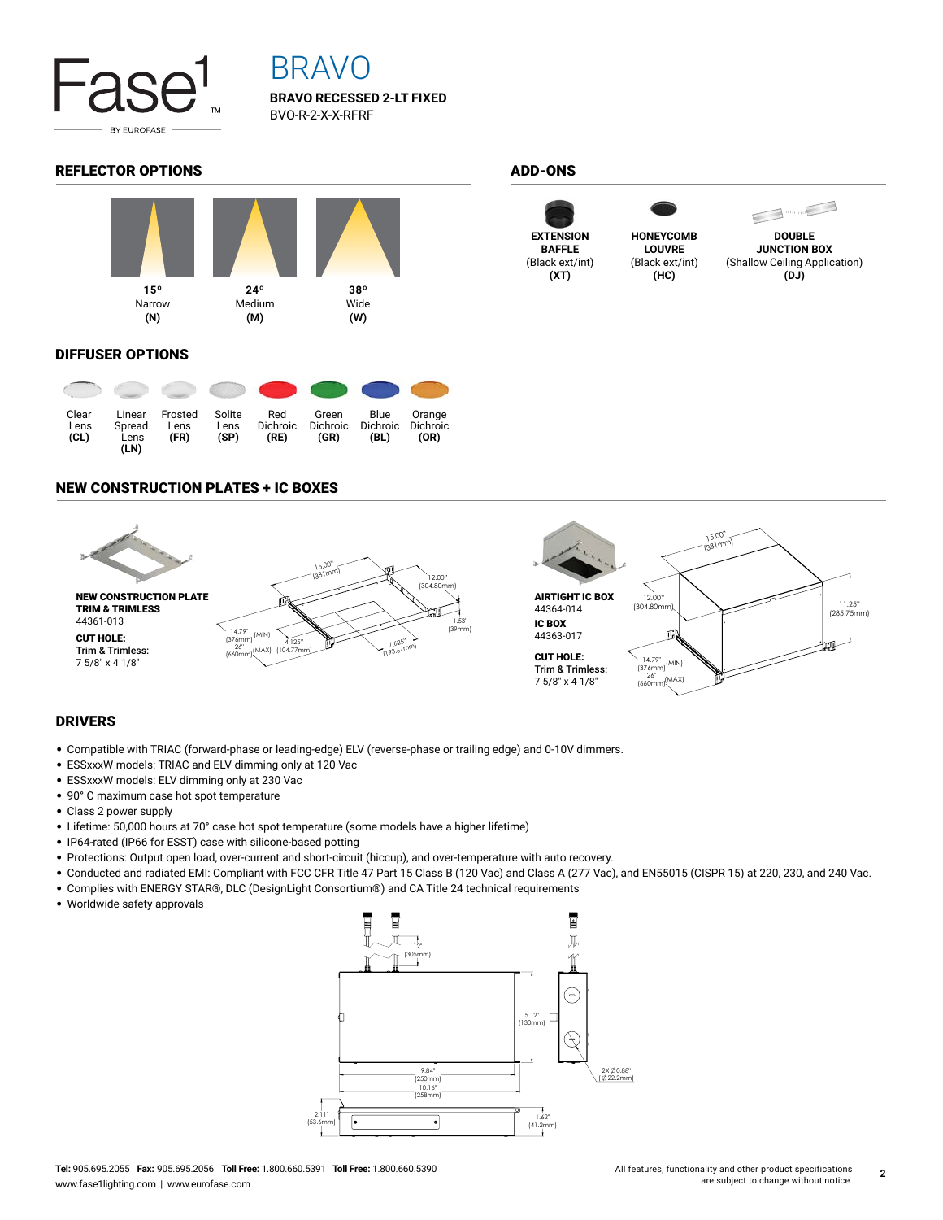# BRAVO

**BRAVO RECESSED 2-LT FIXED**

BVO-R-2-X-X-RFRF

## REFLECTOR OPTIONS

| 15º Narrow **(N)** | 24º Medium **(M)** | 38º Wide **(W)** |
|---|---|---|

## ADD-ONS

| **EXTENSION BAFFLE** (Black ext/int) **(XT)** | **HONEYCOMB LOUVRE** (Black ext/int) **(HC)** | **DOUBLE JUNCTION BOX** (Shallow Ceiling Application) **(DJ)** |
|---|---|---|

## DIFFUSER OPTIONS

| Clear Lens **(CL)** | Linear Spread Lens **(LN)** | Frosted Lens **(FR)** | Solite Lens **(SP)** | Red Dichroic **(RE)** | Green Dichroic **(GR)** | Blue Dichroic **(BL)** | Orange Dichroic **(OR)** |
|---|---|---|---|---|---|---|---|

## NEW CONSTRUCTION PLATES + IC BOXES

**NEW CONSTRUCTION PLATE TRIM & TRIMLESS**
44361-013

**CUT HOLE:**
Trim & Trimless:
7 5/8" x 4 1/8"

15.00" (381mm); 12.00" (304.80mm); 1.53" (39mm); 14.79" (376mm) (MIN); 26" (660mm) (MAX); 4.125" (104.77mm); 7.625" (193.67mm)

**AIRTIGHT IC BOX**
44364-014

**IC BOX**
44363-017

**CUT HOLE:**
Trim & Trimless:
7 5/8" x 4 1/8"

15.00" (381mm); 12.00" (304.80mm); 11.25" (285.75mm); 14.79" (376mm) (MIN); 26" (660mm) (MAX)

## DRIVERS

- Compatible with TRIAC (forward-phase or leading-edge) ELV (reverse-phase or trailing edge) and 0-10V dimmers.
- ESSxxxW models: TRIAC and ELV dimming only at 120 Vac
- ESSxxxW models: ELV dimming only at 230 Vac
- 90° C maximum case hot spot temperature
- Class 2 power supply
- Lifetime: 50,000 hours at 70° case hot spot temperature (some models have a higher lifetime)
- IP64-rated (IP66 for ESST) case with silicone-based potting
- Protections: Output open load, over-current and short-circuit (hiccup), and over-temperature with auto recovery.
- Conducted and radiated EMI: Compliant with FCC CFR Title 47 Part 15 Class B (120 Vac) and Class A (277 Vac), and EN55015 (CISPR 15) at 220, 230, and 240 Vac.
- Complies with ENERGY STAR®, DLC (DesignLight Consortium®) and CA Title 24 technical requirements
- Worldwide safety approvals

12" (305mm); 5.12" (130mm); 9.84" (250mm); 10.16" (258mm); 2X Ø0.88" (Ø22.2mm); 2.11" (53.6mm); 1.62" (41.2mm)

**Tel:** 905.695.2055 **Fax:** 905.695.2056 **Toll Free:** 1.800.660.5391 **Toll Free:** 1.800.660.5390
www.fase1lighting.com | www.eurofase.com

All features, functionality and other product specifications are subject to change without notice.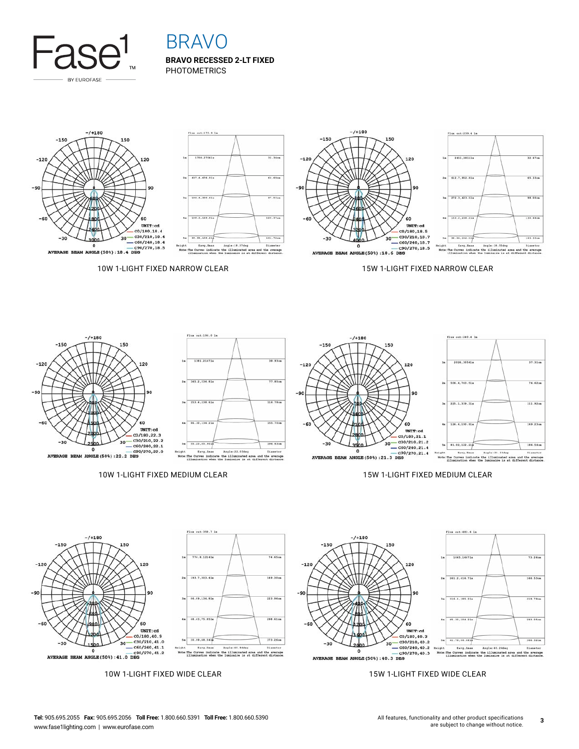# BRAVO

**BRAVO RECESSED 2-LT FIXED**
PHOTOMETRICS

-/+180
-150
150
-120
120
-90
90
-60
60
-30
30
0
600
1200
1800
2400
3000
UNIT:cd
C0/180,18.4
C30/210,19.4
C60/240,18.4
C90/270,18.5
AVERAGE BEAM ANGLE(50%):18.4 DEG

Flux out:170.9 lm
1m 1750.27041x 31.34cm
2m 437.4,476.01x 61.65cm
3m 194.4,300.41x 97.03cm
4m 109.3,169.01x 121.37cm
5m 69.98,108.21x 161.72cm
Height Eavg,Emax Angle:18.37deg Diameter
Note:The Curves indicate the illuminated area and the average illumination when the luminaire is at different distance.

10W 1-LIGHT FIXED NARROW CLEAR

-/+180
-150
150
-120
120
-90
90
-60
60
-30
30
0
800
1600
2400
3200
4000
UNIT:cd
C0/180,18.5
C30/210,18.7
C60/240,18.7
C90/270,18.5
AVERAGE BEAM ANGLE(50%):18.6 DEG

Flux out:238.4 lm
1m 2451.38111x 32.67cm
2m 612.7,952.91x 65.33cm
3m 272.3,423.51x 98.00cm
4m 153.2,238.21x 130.66cm
5m 98.04,152.51x 163.33cm
Height Eavg,Emax Angle:18.55deg Diameter
Note:The Curves indicate the illuminated area and the average illumination when the luminaire is at different distance.

15W 1-LIGHT FIXED NARROW CLEAR

-/+180
-150
150
-120
120
-90
90
-60
60
-30
30
0
500
1000
1500
2000
2500
UNIT:cd
C0/180,22.3
C30/210,22.2
C60/240,22.1
C90/270,22.0
AVERAGE BEAM ANGLE(50%):22.2 DEG

Flux out:196.0 lm
1m 1381.21471x 38.93cm
2m 345.2,136.81x 77.85cm
3m 153.4,138.61x 116.78cm
4m 86.30,134.21x 155.70cm
5m 55.23,15.901x 194.63cm
Height Eavg,Emax Angle:22.03deg Diameter
Note:The Curves indicate the illuminated area and the average illumination when the luminaire is at different distance.

10W 1-LIGHT FIXED MEDIUM CLEAR

-/+180
-150
150
-120
120
-90
90
-60
60
-30
30
0
700
1400
2100
2800
3500
UNIT:cd
C0/180,21.1
C30/210,21.2
C60/240,21.4
C90/270,21.4
AVERAGE BEAM ANGLE(50%):21.3 DEG

Flux out:260.4 lm
1m 2026.30541x 37.31cm
2m 506.4,763.51x 74.62cm
3m 225.1,339.31x 111.92cm
4m 126.6,190.91x 149.23cm
5m 81.02,122.21x 186.54cm
Height Eavg,Emax Angle:21.11deg Diameter
Note:The Curves indicate the illuminated area and the average illumination when the luminaire is at different distance.

15W 1-LIGHT FIXED MEDIUM CLEAR

-/+180
-150
150
-120
120
-90
90
-60
60
-30
30
0
300
600
900
1200
1500
UNIT:cd
C0/180,40.9
C30/210,41.0
C60/240,41.1
C90/270,41.2
AVERAGE BEAM ANGLE(50%):41.0 DEG

Flux out:358.7 lm
1m 774.8,12141x 74.65cm
2m 193.7,303.41x 149.30cm
3m 86.09,134.81x 223.96cm
4m 48.43,75.851x 298.61cm
5m 30.99,48.541x 373.26cm
Height Eavg,Emax Angle:40.94deg Diameter
Note:The Curves indicate the illuminated area and the average illumination when the luminaire is at different distance.

10W 1-LIGHT FIXED WIDE CLEAR

-/+180
-150
150
-120
120
-90
90
-60
60
-30
30
0
400
800
1200
1600
2000
UNIT:cd
C0/180,40.3
C30/210,40.2
C60/240,40.2
C90/270,40.3
AVERAGE BEAM ANGLE(50%):40.3 DEG

Flux out:481.6 lm
1m 1045.16671x 73.26cm
2m 261.2,416.71x 146.53cm
3m 116.1,185.21x 219.79cm
4m 65.30,104.01x 293.05cm
5m 41.79,66.681x 366.32cm
Height Eavg,Emax Angle:40.24deg Diameter
Note:The Curves indicate the illuminated area and the average illumination when the luminaire is at different distance.

15W 1-LIGHT FIXED WIDE CLEAR

**Tel:** 905.695.2055 **Fax:** 905.695.2056 **Toll Free:** 1.800.660.5391 **Toll Free:** 1.800.660.5390
www.fase1lighting.com | www.eurofase.com

All features, functionality and other product specifications are subject to change without notice.